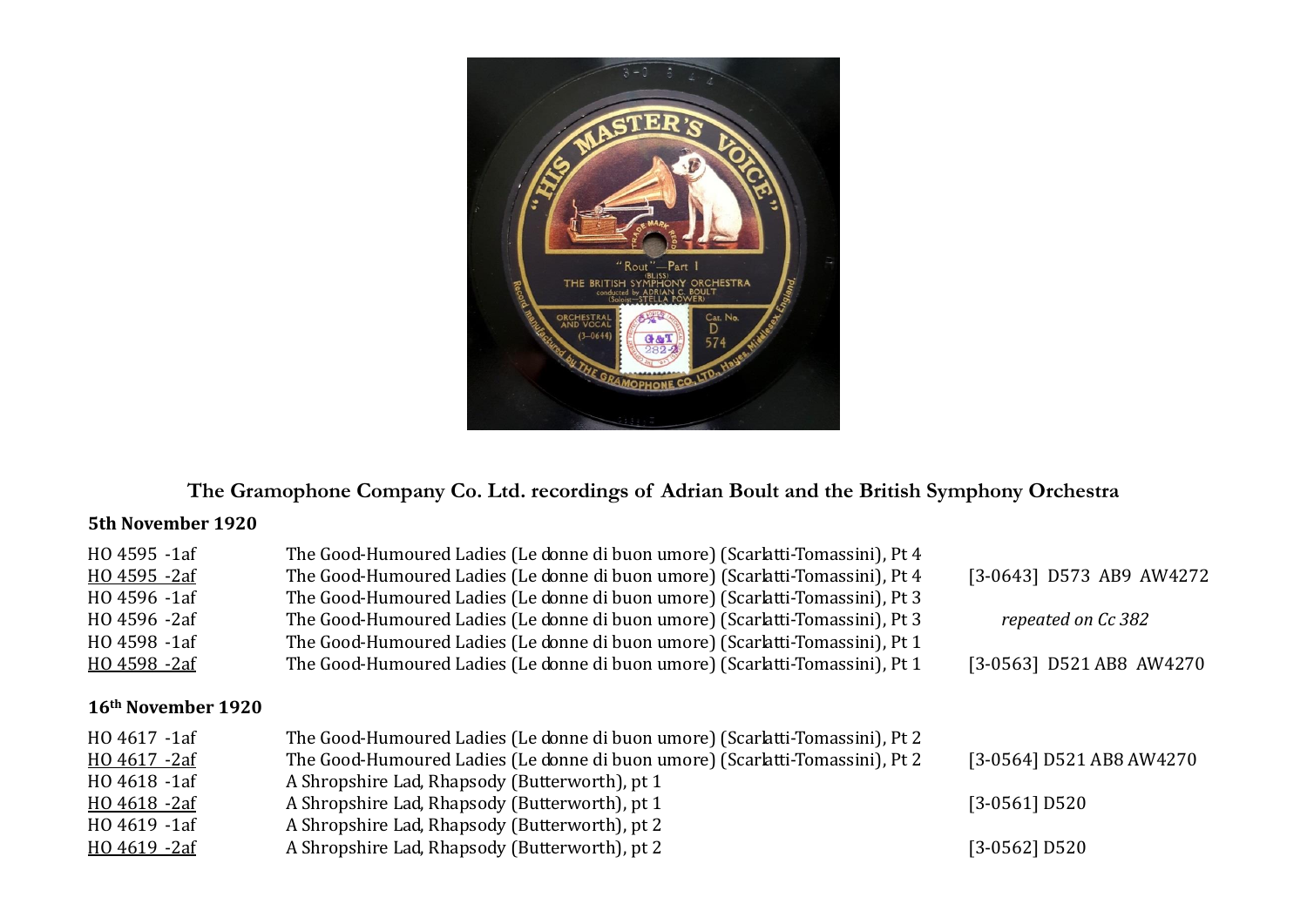## The Gramophone Company Co. Ltd. recordings of Adrian Boult and the British Symphony Orchestra

### 5th November 1920

| | | |
|---|---|---|
| HO 4595 -1af | The Good-Humoured Ladies (Le donne di buon umore) (Scarlatti-Tomassini), Pt 4 | |
| <u>HO 4595 -2af</u> | The Good-Humoured Ladies (Le donne di buon umore) (Scarlatti-Tomassini), Pt 4 | [3-0643] D573 AB9 AW4272 |
| HO 4596 -1af | The Good-Humoured Ladies (Le donne di buon umore) (Scarlatti-Tomassini), Pt 3 | |
| HO 4596 -2af | The Good-Humoured Ladies (Le donne di buon umore) (Scarlatti-Tomassini), Pt 3 | *repeated on Cc 382* |
| HO 4598 -1af | The Good-Humoured Ladies (Le donne di buon umore) (Scarlatti-Tomassini), Pt 1 | |
| <u>HO 4598 -2af</u> | The Good-Humoured Ladies (Le donne di buon umore) (Scarlatti-Tomassini), Pt 1 | [3-0563] D521 AB8 AW4270 |

### 16th November 1920

| | | |
|---|---|---|
| HO 4617 -1af | The Good-Humoured Ladies (Le donne di buon umore) (Scarlatti-Tomassini), Pt 2 | |
| <u>HO 4617 -2af</u> | The Good-Humoured Ladies (Le donne di buon umore) (Scarlatti-Tomassini), Pt 2 | [3-0564] D521 AB8 AW4270 |
| HO 4618 -1af | A Shropshire Lad, Rhapsody (Butterworth), pt 1 | |
| <u>HO 4618 -2af</u> | A Shropshire Lad, Rhapsody (Butterworth), pt 1 | [3-0561] D520 |
| HO 4619 -1af | A Shropshire Lad, Rhapsody (Butterworth), pt 2 | |
| <u>HO 4619 -2af</u> | A Shropshire Lad, Rhapsody (Butterworth), pt 2 | [3-0562] D520 |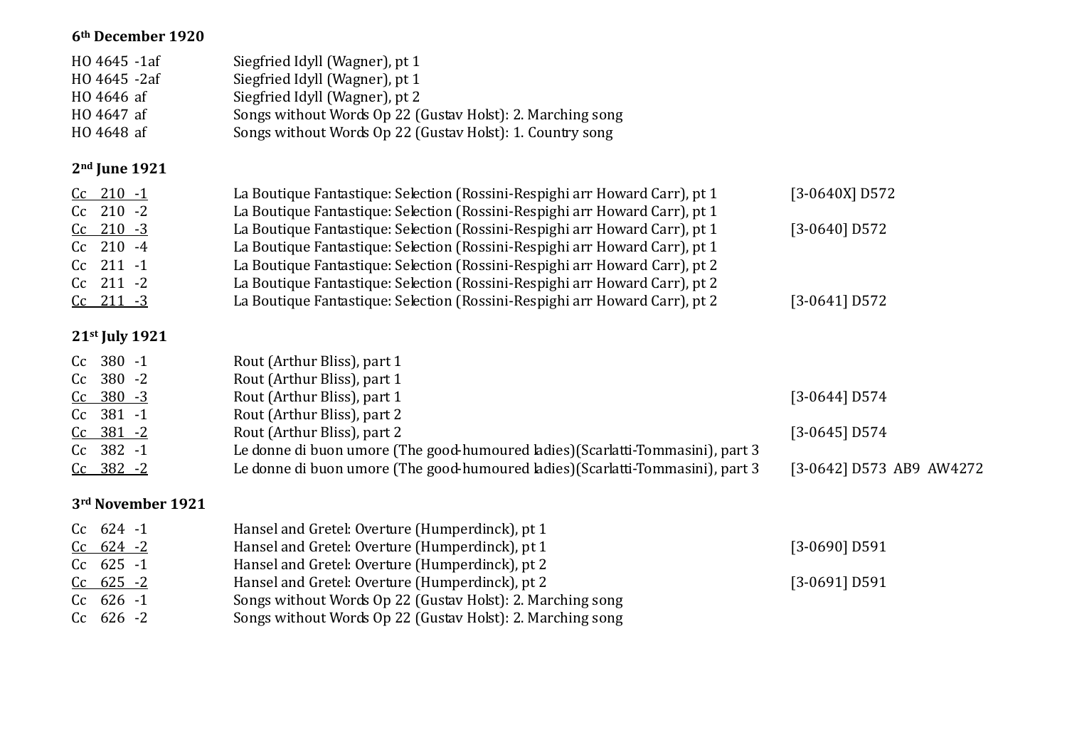**6th December 1920**

| | | |
|---|---|---|
| HO 4645 -1af | Siegfried Idyll (Wagner), pt 1 | |
| HO 4645 -2af | Siegfried Idyll (Wagner), pt 1 | |
| HO 4646 af | Siegfried Idyll (Wagner), pt 2 | |
| HO 4647 af | Songs without Words Op 22 (Gustav Holst): 2. Marching song | |
| HO 4648 af | Songs without Words Op 22 (Gustav Holst): 1. Country song | |

**2nd June 1921**

| | | |
|---|---|---|
| Cc 210 -1 | La Boutique Fantastique: Selection (Rossini-Respighi arr Howard Carr), pt 1 | [3-0640X] D572 |
| Cc 210 -2 | La Boutique Fantastique: Selection (Rossini-Respighi arr Howard Carr), pt 1 | |
| Cc 210 -3 | La Boutique Fantastique: Selection (Rossini-Respighi arr Howard Carr), pt 1 | [3-0640] D572 |
| Cc 210 -4 | La Boutique Fantastique: Selection (Rossini-Respighi arr Howard Carr), pt 1 | |
| Cc 211 -1 | La Boutique Fantastique: Selection (Rossini-Respighi arr Howard Carr), pt 2 | |
| Cc 211 -2 | La Boutique Fantastique: Selection (Rossini-Respighi arr Howard Carr), pt 2 | |
| Cc 211 -3 | La Boutique Fantastique: Selection (Rossini-Respighi arr Howard Carr), pt 2 | [3-0641] D572 |

**21st July 1921**

| | | |
|---|---|---|
| Cc 380 -1 | Rout (Arthur Bliss), part 1 | |
| Cc 380 -2 | Rout (Arthur Bliss), part 1 | |
| Cc 380 -3 | Rout (Arthur Bliss), part 1 | [3-0644] D574 |
| Cc 381 -1 | Rout (Arthur Bliss), part 2 | |
| Cc 381 -2 | Rout (Arthur Bliss), part 2 | [3-0645] D574 |
| Cc 382 -1 | Le donne di buon umore (The good-humoured ladies)(Scarlatti-Tommasini), part 3 | |
| Cc 382 -2 | Le donne di buon umore (The good-humoured ladies)(Scarlatti-Tommasini), part 3 | [3-0642] D573 AB9 AW4272 |

**3rd November 1921**

| | | |
|---|---|---|
| Cc 624 -1 | Hansel and Gretel: Overture (Humperdinck), pt 1 | |
| Cc 624 -2 | Hansel and Gretel: Overture (Humperdinck), pt 1 | [3-0690] D591 |
| Cc 625 -1 | Hansel and Gretel: Overture (Humperdinck), pt 2 | |
| Cc 625 -2 | Hansel and Gretel: Overture (Humperdinck), pt 2 | [3-0691] D591 |
| Cc 626 -1 | Songs without Words Op 22 (Gustav Holst): 2. Marching song | |
| Cc 626 -2 | Songs without Words Op 22 (Gustav Holst): 2. Marching song | |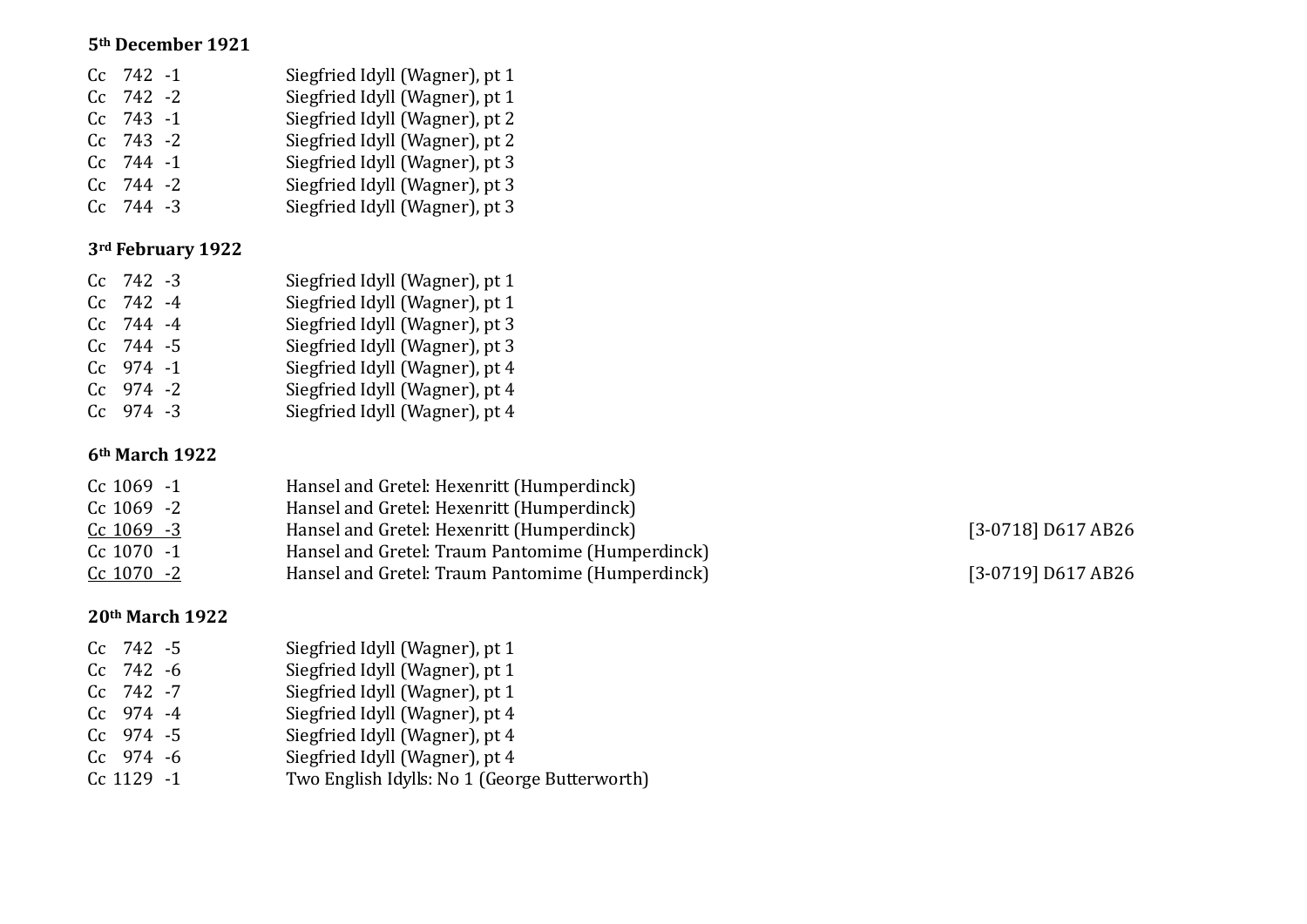**5th December 1921**

| | | |
|---|---|---|
| Cc 742 -1 | Siegfried Idyll (Wagner), pt 1 | |
| Cc 742 -2 | Siegfried Idyll (Wagner), pt 1 | |
| Cc 743 -1 | Siegfried Idyll (Wagner), pt 2 | |
| Cc 743 -2 | Siegfried Idyll (Wagner), pt 2 | |
| Cc 744 -1 | Siegfried Idyll (Wagner), pt 3 | |
| Cc 744 -2 | Siegfried Idyll (Wagner), pt 3 | |
| Cc 744 -3 | Siegfried Idyll (Wagner), pt 3 | |

**3rd February 1922**

| | | |
|---|---|---|
| Cc 742 -3 | Siegfried Idyll (Wagner), pt 1 | |
| Cc 742 -4 | Siegfried Idyll (Wagner), pt 1 | |
| Cc 744 -4 | Siegfried Idyll (Wagner), pt 3 | |
| Cc 744 -5 | Siegfried Idyll (Wagner), pt 3 | |
| Cc 974 -1 | Siegfried Idyll (Wagner), pt 4 | |
| Cc 974 -2 | Siegfried Idyll (Wagner), pt 4 | |
| Cc 974 -3 | Siegfried Idyll (Wagner), pt 4 | |

**6th March 1922**

| | | |
|---|---|---|
| Cc 1069 -1 | Hansel and Gretel: Hexenritt (Humperdinck) | |
| Cc 1069 -2 | Hansel and Gretel: Hexenritt (Humperdinck) | |
| <u>Cc 1069 -3</u> | Hansel and Gretel: Hexenritt (Humperdinck) | [3-0718] D617 AB26 |
| Cc 1070 -1 | Hansel and Gretel: Traum Pantomime (Humperdinck) | |
| <u>Cc 1070 -2</u> | Hansel and Gretel: Traum Pantomime (Humperdinck) | [3-0719] D617 AB26 |

**20th March 1922**

| | | |
|---|---|---|
| Cc 742 -5 | Siegfried Idyll (Wagner), pt 1 | |
| Cc 742 -6 | Siegfried Idyll (Wagner), pt 1 | |
| Cc 742 -7 | Siegfried Idyll (Wagner), pt 1 | |
| Cc 974 -4 | Siegfried Idyll (Wagner), pt 4 | |
| Cc 974 -5 | Siegfried Idyll (Wagner), pt 4 | |
| Cc 974 -6 | Siegfried Idyll (Wagner), pt 4 | |
| Cc 1129 -1 | Two English Idylls: No 1 (George Butterworth) | |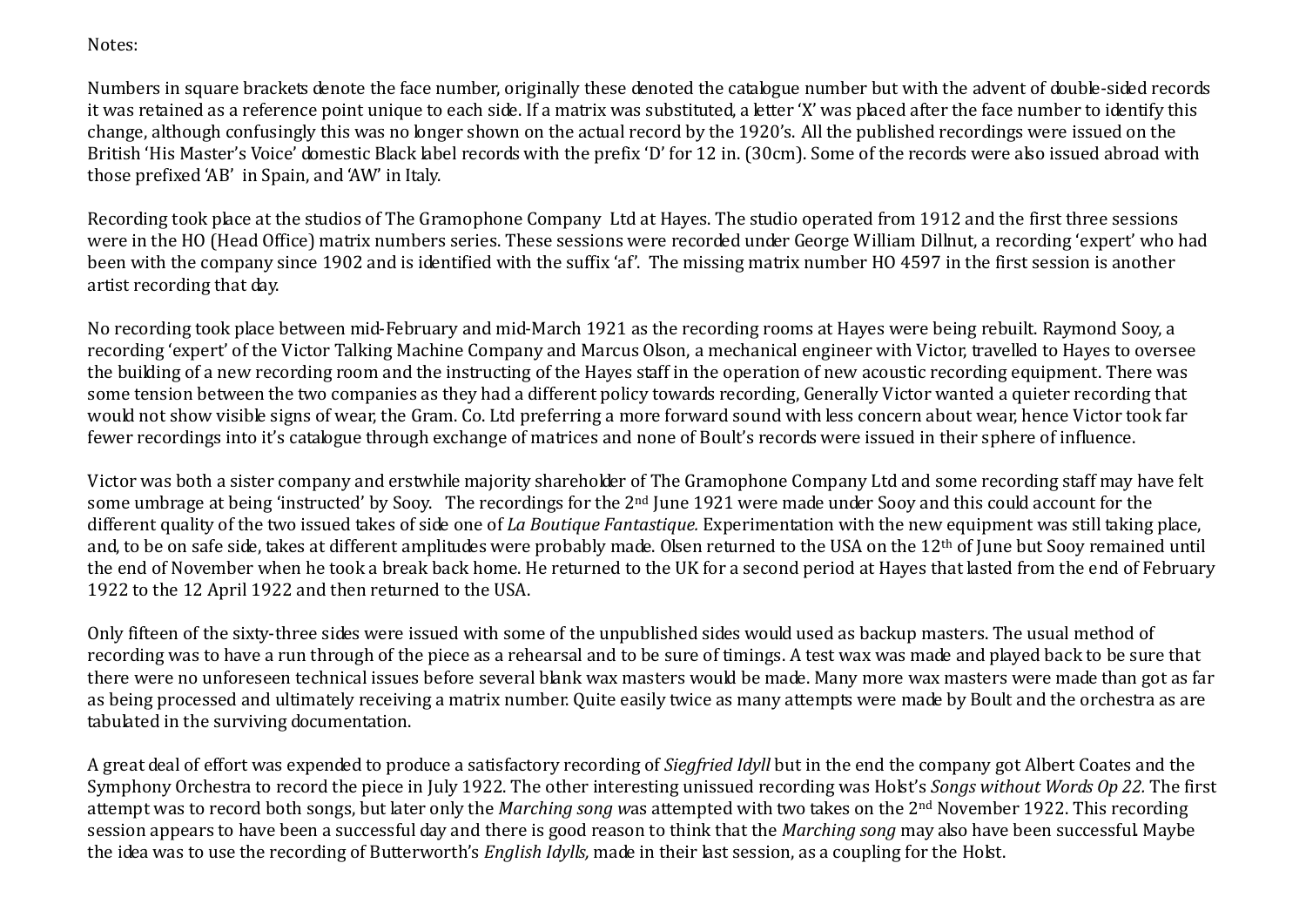Notes:

Numbers in square brackets denote the face number, originally these denoted the catalogue number but with the advent of double-sided records it was retained as a reference point unique to each side. If a matrix was substituted, a letter 'X' was placed after the face number to identify this change, although confusingly this was no longer shown on the actual record by the 1920's. All the published recordings were issued on the British 'His Master's Voice' domestic Black label records with the prefix 'D' for 12 in. (30cm). Some of the records were also issued abroad with those prefixed 'AB' in Spain, and 'AW' in Italy.

Recording took place at the studios of The Gramophone Company Ltd at Hayes. The studio operated from 1912 and the first three sessions were in the HO (Head Office) matrix numbers series. These sessions were recorded under George William Dillnut, a recording 'expert' who had been with the company since 1902 and is identified with the suffix 'af'. The missing matrix number HO 4597 in the first session is another artist recording that day.

No recording took place between mid-February and mid-March 1921 as the recording rooms at Hayes were being rebuilt. Raymond Sooy, a recording 'expert' of the Victor Talking Machine Company and Marcus Olson, a mechanical engineer with Victor, travelled to Hayes to oversee the building of a new recording room and the instructing of the Hayes staff in the operation of new acoustic recording equipment. There was some tension between the two companies as they had a different policy towards recording, Generally Victor wanted a quieter recording that would not show visible signs of wear, the Gram. Co. Ltd preferring a more forward sound with less concern about wear, hence Victor took far fewer recordings into it's catalogue through exchange of matrices and none of Boult's records were issued in their sphere of influence.

Victor was both a sister company and erstwhile majority shareholder of The Gramophone Company Ltd and some recording staff may have felt some umbrage at being 'instructed' by Sooy. The recordings for the 2nd June 1921 were made under Sooy and this could account for the different quality of the two issued takes of side one of *La Boutique Fantastique.* Experimentation with the new equipment was still taking place, and, to be on safe side, takes at different amplitudes were probably made. Olsen returned to the USA on the 12th of June but Sooy remained until the end of November when he took a break back home. He returned to the UK for a second period at Hayes that lasted from the end of February 1922 to the 12 April 1922 and then returned to the USA.

Only fifteen of the sixty-three sides were issued with some of the unpublished sides would used as backup masters. The usual method of recording was to have a run through of the piece as a rehearsal and to be sure of timings. A test wax was made and played back to be sure that there were no unforeseen technical issues before several blank wax masters would be made. Many more wax masters were made than got as far as being processed and ultimately receiving a matrix number. Quite easily twice as many attempts were made by Boult and the orchestra as are tabulated in the surviving documentation.

A great deal of effort was expended to produce a satisfactory recording of *Siegfried Idyll* but in the end the company got Albert Coates and the Symphony Orchestra to record the piece in July 1922. The other interesting unissued recording was Holst's *Songs without Words Op 22.* The first attempt was to record both songs, but later only the *Marching song* was attempted with two takes on the 2nd November 1922. This recording session appears to have been a successful day and there is good reason to think that the *Marching song* may also have been successful. Maybe the idea was to use the recording of Butterworth's *English Idylls,* made in their last session, as a coupling for the Holst.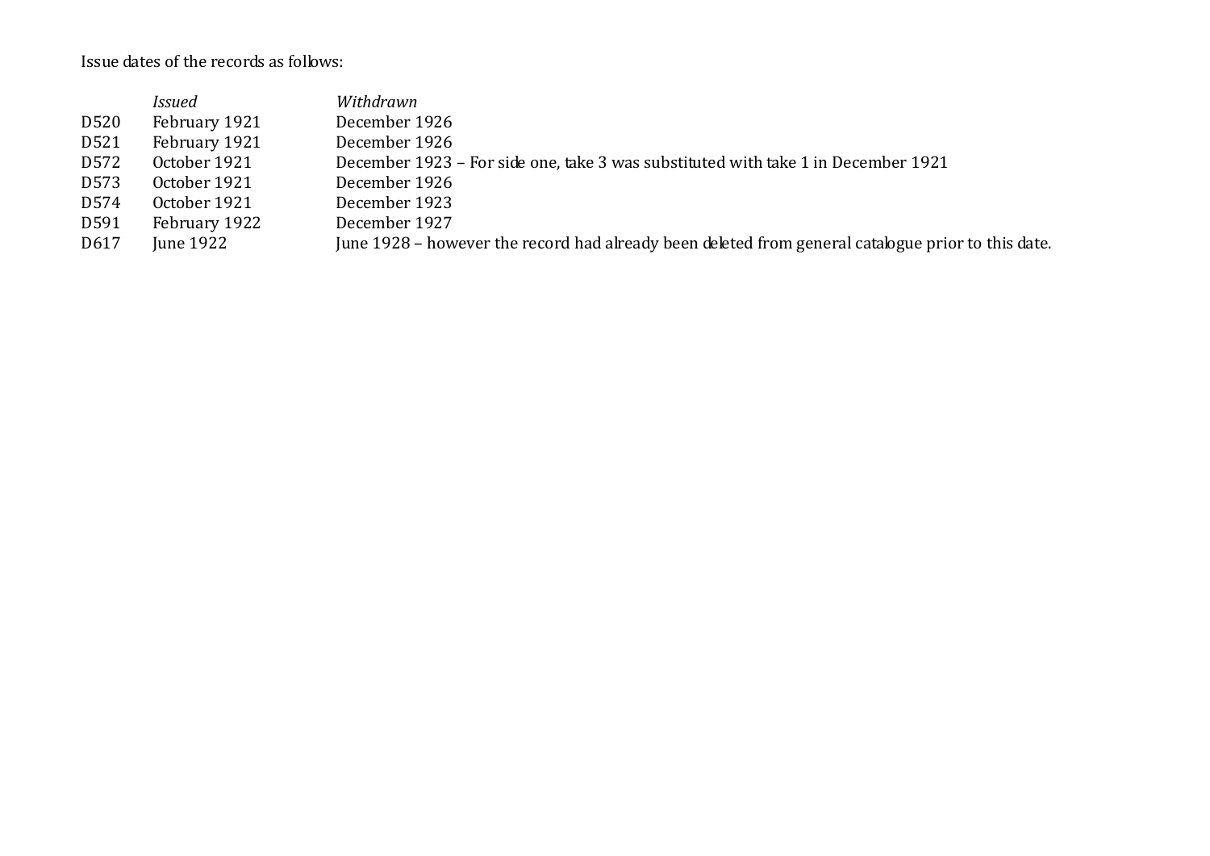Issue dates of the records as follows:

| | *Issued* | *Withdrawn* |
|---|---|---|
| D520 | February 1921 | December 1926 |
| D521 | February 1921 | December 1926 |
| D572 | October 1921 | December 1923 – For side one, take 3 was substituted with take 1 in December 1921 |
| D573 | October 1921 | December 1926 |
| D574 | October 1921 | December 1923 |
| D591 | February 1922 | December 1927 |
| D617 | June 1922 | June 1928 – however the record had already been deleted from general catalogue prior to this date. |